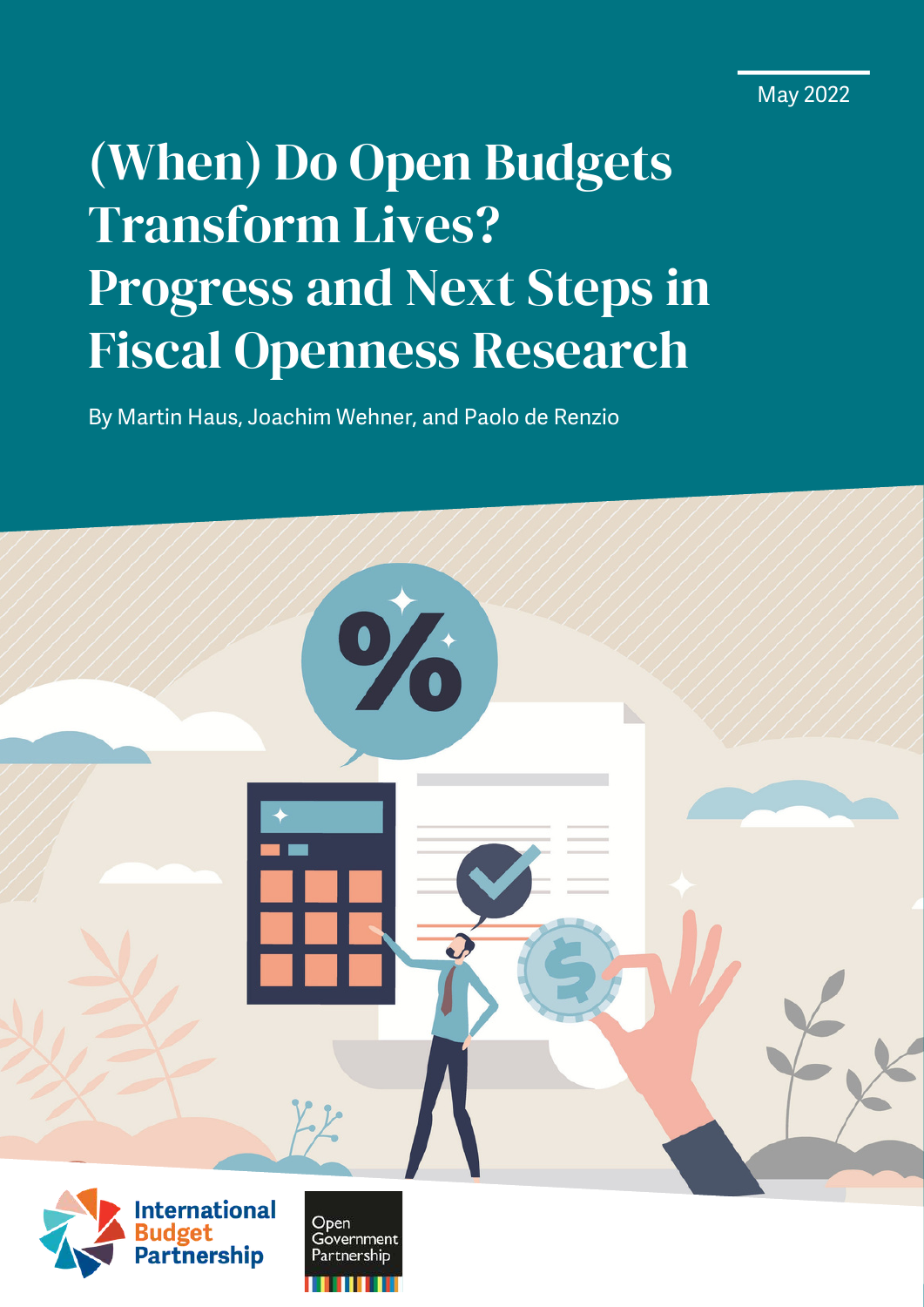May 2022

# (When) Do Open Budgets Transform Lives? Progress and Next Steps in Fiscal Openness Research

By Martin Haus, Joachim Wehner, and Paolo de Renzio

International Budget Partnership

Open Government Partnership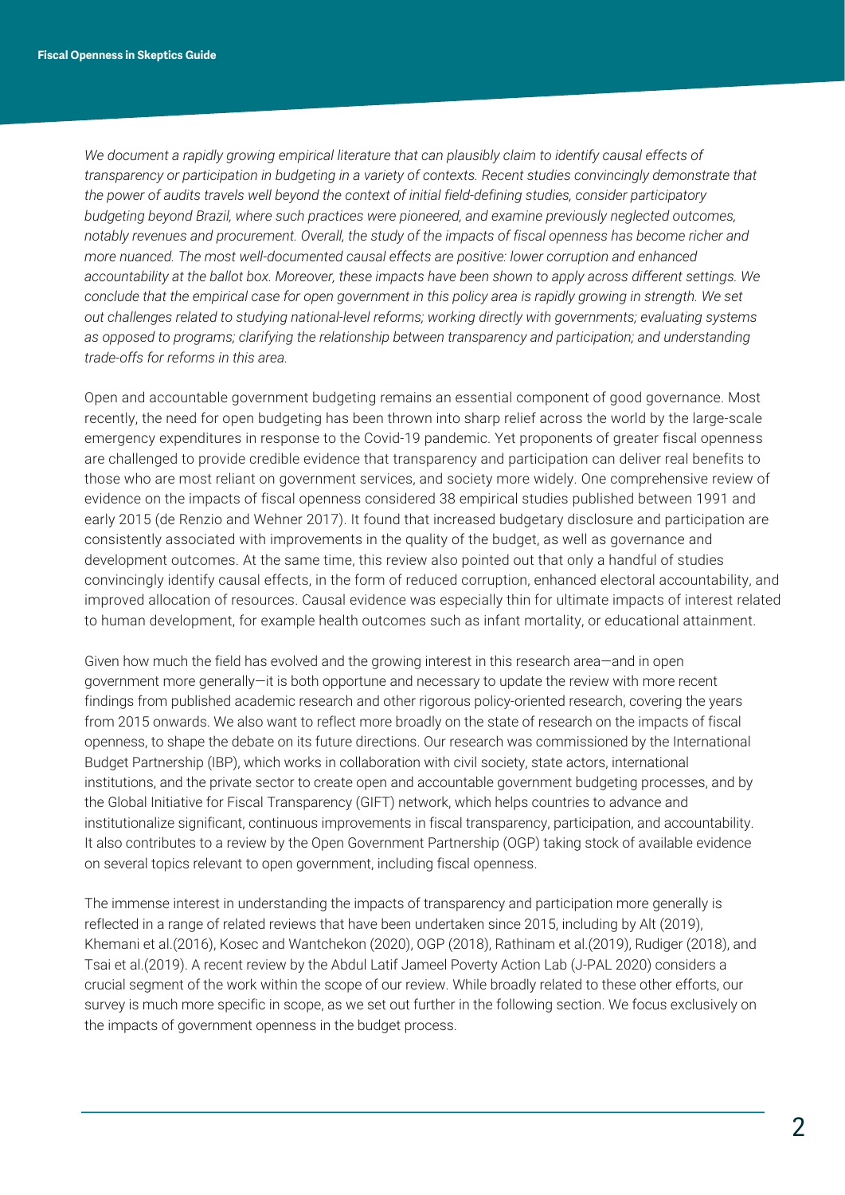*We document a rapidly growing empirical literature that can plausibly claim to identify causal effects of transparency or participation in budgeting in a variety of contexts. Recent studies convincingly demonstrate that the power of audits travels well beyond the context of initial field-defining studies, consider participatory budgeting beyond Brazil, where such practices were pioneered, and examine previously neglected outcomes, notably revenues and procurement. Overall, the study of the impacts of fiscal openness has become richer and more nuanced. The most well-documented causal effects are positive: lower corruption and enhanced accountability at the ballot box. Moreover, these impacts have been shown to apply across different settings. We conclude that the empirical case for open government in this policy area is rapidly growing in strength. We set out challenges related to studying national-level reforms; working directly with governments; evaluating systems as opposed to programs; clarifying the relationship between transparency and participation; and understanding trade-offs for reforms in this area.*

Open and accountable government budgeting remains an essential component of good governance. Most recently, the need for open budgeting has been thrown into sharp relief across the world by the large-scale emergency expenditures in response to the Covid-19 pandemic. Yet proponents of greater fiscal openness are challenged to provide credible evidence that transparency and participation can deliver real benefits to those who are most reliant on government services, and society more widely. One comprehensive review of evidence on the impacts of fiscal openness considered 38 empirical studies published between 1991 and early 2015 (de Renzio and Wehner 2017). It found that increased budgetary disclosure and participation are consistently associated with improvements in the quality of the budget, as well as governance and development outcomes. At the same time, this review also pointed out that only a handful of studies convincingly identify causal effects, in the form of reduced corruption, enhanced electoral accountability, and improved allocation of resources. Causal evidence was especially thin for ultimate impacts of interest related to human development, for example health outcomes such as infant mortality, or educational attainment.

Given how much the field has evolved and the growing interest in this research area—and in open government more generally—it is both opportune and necessary to update the review with more recent findings from published academic research and other rigorous policy-oriented research, covering the years from 2015 onwards. We also want to reflect more broadly on the state of research on the impacts of fiscal openness, to shape the debate on its future directions. Our research was commissioned by the International Budget Partnership (IBP), which works in collaboration with civil society, state actors, international institutions, and the private sector to create open and accountable government budgeting processes, and by the Global Initiative for Fiscal Transparency (GIFT) network, which helps countries to advance and institutionalize significant, continuous improvements in fiscal transparency, participation, and accountability. It also contributes to a review by the Open Government Partnership (OGP) taking stock of available evidence on several topics relevant to open government, including fiscal openness.

The immense interest in understanding the impacts of transparency and participation more generally is reflected in a range of related reviews that have been undertaken since 2015, including by Alt (2019), Khemani et al.(2016), Kosec and Wantchekon (2020), OGP (2018), Rathinam et al.(2019), Rudiger (2018), and Tsai et al.(2019). A recent review by the Abdul Latif Jameel Poverty Action Lab (J-PAL 2020) considers a crucial segment of the work within the scope of our review. While broadly related to these other efforts, our survey is much more specific in scope, as we set out further in the following section. We focus exclusively on the impacts of government openness in the budget process.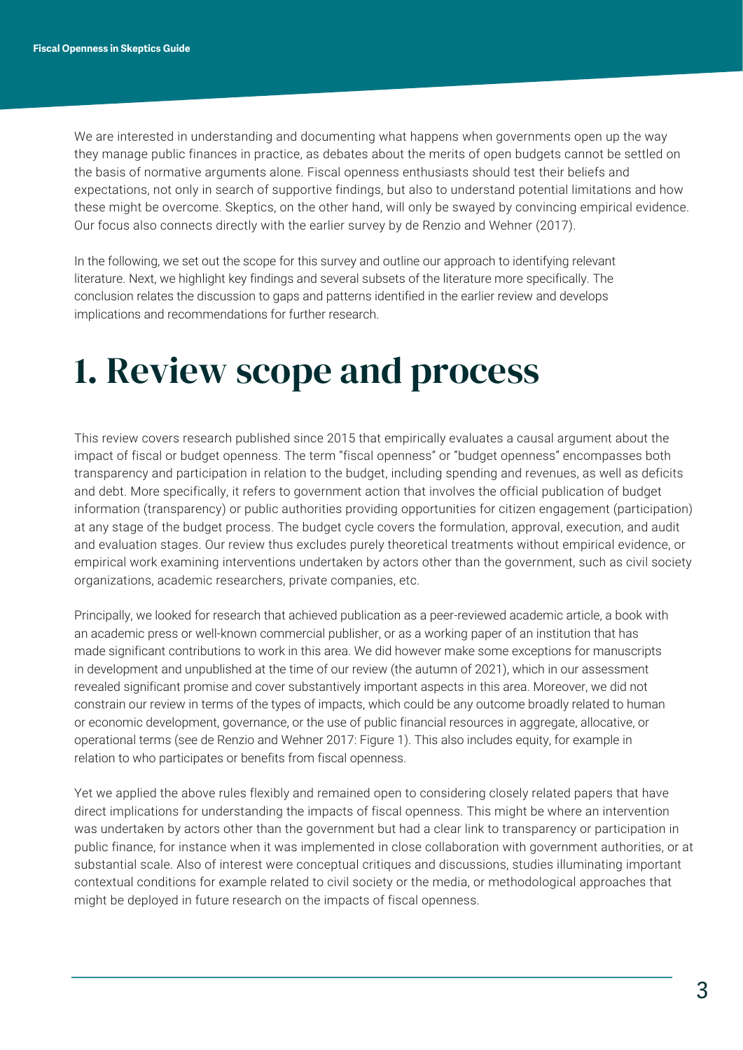We are interested in understanding and documenting what happens when governments open up the way they manage public finances in practice, as debates about the merits of open budgets cannot be settled on the basis of normative arguments alone. Fiscal openness enthusiasts should test their beliefs and expectations, not only in search of supportive findings, but also to understand potential limitations and how these might be overcome. Skeptics, on the other hand, will only be swayed by convincing empirical evidence. Our focus also connects directly with the earlier survey by de Renzio and Wehner (2017).

In the following, we set out the scope for this survey and outline our approach to identifying relevant literature. Next, we highlight key findings and several subsets of the literature more specifically. The conclusion relates the discussion to gaps and patterns identified in the earlier review and develops implications and recommendations for further research.

# 1. Review scope and process

This review covers research published since 2015 that empirically evaluates a causal argument about the impact of fiscal or budget openness. The term "fiscal openness" or "budget openness" encompasses both transparency and participation in relation to the budget, including spending and revenues, as well as deficits and debt. More specifically, it refers to government action that involves the official publication of budget information (transparency) or public authorities providing opportunities for citizen engagement (participation) at any stage of the budget process. The budget cycle covers the formulation, approval, execution, and audit and evaluation stages. Our review thus excludes purely theoretical treatments without empirical evidence, or empirical work examining interventions undertaken by actors other than the government, such as civil society organizations, academic researchers, private companies, etc.

Principally, we looked for research that achieved publication as a peer-reviewed academic article, a book with an academic press or well-known commercial publisher, or as a working paper of an institution that has made significant contributions to work in this area. We did however make some exceptions for manuscripts in development and unpublished at the time of our review (the autumn of 2021), which in our assessment revealed significant promise and cover substantively important aspects in this area. Moreover, we did not constrain our review in terms of the types of impacts, which could be any outcome broadly related to human or economic development, governance, or the use of public financial resources in aggregate, allocative, or operational terms (see de Renzio and Wehner 2017: Figure 1). This also includes equity, for example in relation to who participates or benefits from fiscal openness.

Yet we applied the above rules flexibly and remained open to considering closely related papers that have direct implications for understanding the impacts of fiscal openness. This might be where an intervention was undertaken by actors other than the government but had a clear link to transparency or participation in public finance, for instance when it was implemented in close collaboration with government authorities, or at substantial scale. Also of interest were conceptual critiques and discussions, studies illuminating important contextual conditions for example related to civil society or the media, or methodological approaches that might be deployed in future research on the impacts of fiscal openness.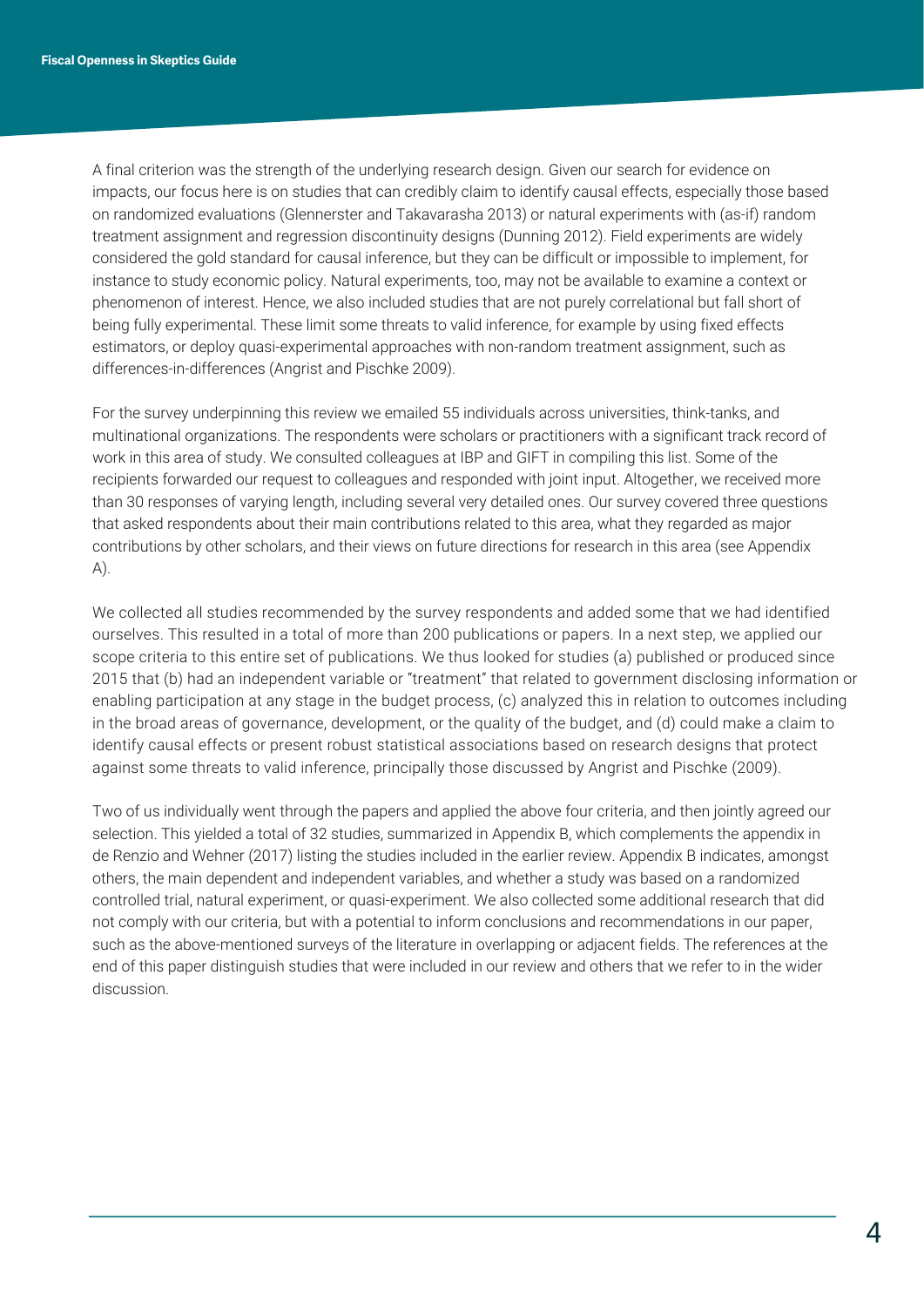A final criterion was the strength of the underlying research design. Given our search for evidence on impacts, our focus here is on studies that can credibly claim to identify causal effects, especially those based on randomized evaluations (Glennerster and Takavarasha 2013) or natural experiments with (as-if) random treatment assignment and regression discontinuity designs (Dunning 2012). Field experiments are widely considered the gold standard for causal inference, but they can be difficult or impossible to implement, for instance to study economic policy. Natural experiments, too, may not be available to examine a context or phenomenon of interest. Hence, we also included studies that are not purely correlational but fall short of being fully experimental. These limit some threats to valid inference, for example by using fixed effects estimators, or deploy quasi-experimental approaches with non-random treatment assignment, such as differences-in-differences (Angrist and Pischke 2009).

For the survey underpinning this review we emailed 55 individuals across universities, think-tanks, and multinational organizations. The respondents were scholars or practitioners with a significant track record of work in this area of study. We consulted colleagues at IBP and GIFT in compiling this list. Some of the recipients forwarded our request to colleagues and responded with joint input. Altogether, we received more than 30 responses of varying length, including several very detailed ones. Our survey covered three questions that asked respondents about their main contributions related to this area, what they regarded as major contributions by other scholars, and their views on future directions for research in this area (see Appendix A).

We collected all studies recommended by the survey respondents and added some that we had identified ourselves. This resulted in a total of more than 200 publications or papers. In a next step, we applied our scope criteria to this entire set of publications. We thus looked for studies (a) published or produced since 2015 that (b) had an independent variable or "treatment" that related to government disclosing information or enabling participation at any stage in the budget process, (c) analyzed this in relation to outcomes including in the broad areas of governance, development, or the quality of the budget, and (d) could make a claim to identify causal effects or present robust statistical associations based on research designs that protect against some threats to valid inference, principally those discussed by Angrist and Pischke (2009).

Two of us individually went through the papers and applied the above four criteria, and then jointly agreed our selection. This yielded a total of 32 studies, summarized in Appendix B, which complements the appendix in de Renzio and Wehner (2017) listing the studies included in the earlier review. Appendix B indicates, amongst others, the main dependent and independent variables, and whether a study was based on a randomized controlled trial, natural experiment, or quasi-experiment. We also collected some additional research that did not comply with our criteria, but with a potential to inform conclusions and recommendations in our paper, such as the above-mentioned surveys of the literature in overlapping or adjacent fields. The references at the end of this paper distinguish studies that were included in our review and others that we refer to in the wider discussion.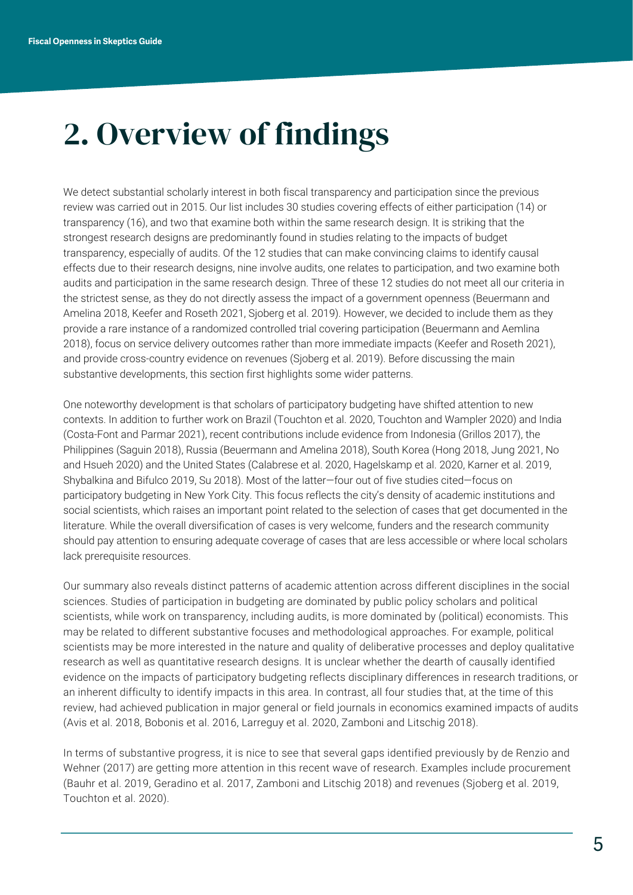# 2. Overview of findings

We detect substantial scholarly interest in both fiscal transparency and participation since the previous review was carried out in 2015. Our list includes 30 studies covering effects of either participation (14) or transparency (16), and two that examine both within the same research design. It is striking that the strongest research designs are predominantly found in studies relating to the impacts of budget transparency, especially of audits. Of the 12 studies that can make convincing claims to identify causal effects due to their research designs, nine involve audits, one relates to participation, and two examine both audits and participation in the same research design. Three of these 12 studies do not meet all our criteria in the strictest sense, as they do not directly assess the impact of a government openness (Beuermann and Amelina 2018, Keefer and Roseth 2021, Sjoberg et al. 2019). However, we decided to include them as they provide a rare instance of a randomized controlled trial covering participation (Beuermann and Aemlina 2018), focus on service delivery outcomes rather than more immediate impacts (Keefer and Roseth 2021), and provide cross-country evidence on revenues (Sjoberg et al. 2019). Before discussing the main substantive developments, this section first highlights some wider patterns.

One noteworthy development is that scholars of participatory budgeting have shifted attention to new contexts. In addition to further work on Brazil (Touchton et al. 2020, Touchton and Wampler 2020) and India (Costa-Font and Parmar 2021), recent contributions include evidence from Indonesia (Grillos 2017), the Philippines (Saguin 2018), Russia (Beuermann and Amelina 2018), South Korea (Hong 2018, Jung 2021, No and Hsueh 2020) and the United States (Calabrese et al. 2020, Hagelskamp et al. 2020, Karner et al. 2019, Shybalkina and Bifulco 2019, Su 2018). Most of the latter—four out of five studies cited—focus on participatory budgeting in New York City. This focus reflects the city's density of academic institutions and social scientists, which raises an important point related to the selection of cases that get documented in the literature. While the overall diversification of cases is very welcome, funders and the research community should pay attention to ensuring adequate coverage of cases that are less accessible or where local scholars lack prerequisite resources.

Our summary also reveals distinct patterns of academic attention across different disciplines in the social sciences. Studies of participation in budgeting are dominated by public policy scholars and political scientists, while work on transparency, including audits, is more dominated by (political) economists. This may be related to different substantive focuses and methodological approaches. For example, political scientists may be more interested in the nature and quality of deliberative processes and deploy qualitative research as well as quantitative research designs. It is unclear whether the dearth of causally identified evidence on the impacts of participatory budgeting reflects disciplinary differences in research traditions, or an inherent difficulty to identify impacts in this area. In contrast, all four studies that, at the time of this review, had achieved publication in major general or field journals in economics examined impacts of audits (Avis et al. 2018, Bobonis et al. 2016, Larreguy et al. 2020, Zamboni and Litschig 2018).

In terms of substantive progress, it is nice to see that several gaps identified previously by de Renzio and Wehner (2017) are getting more attention in this recent wave of research. Examples include procurement (Bauhr et al. 2019, Geradino et al. 2017, Zamboni and Litschig 2018) and revenues (Sjoberg et al. 2019, Touchton et al. 2020).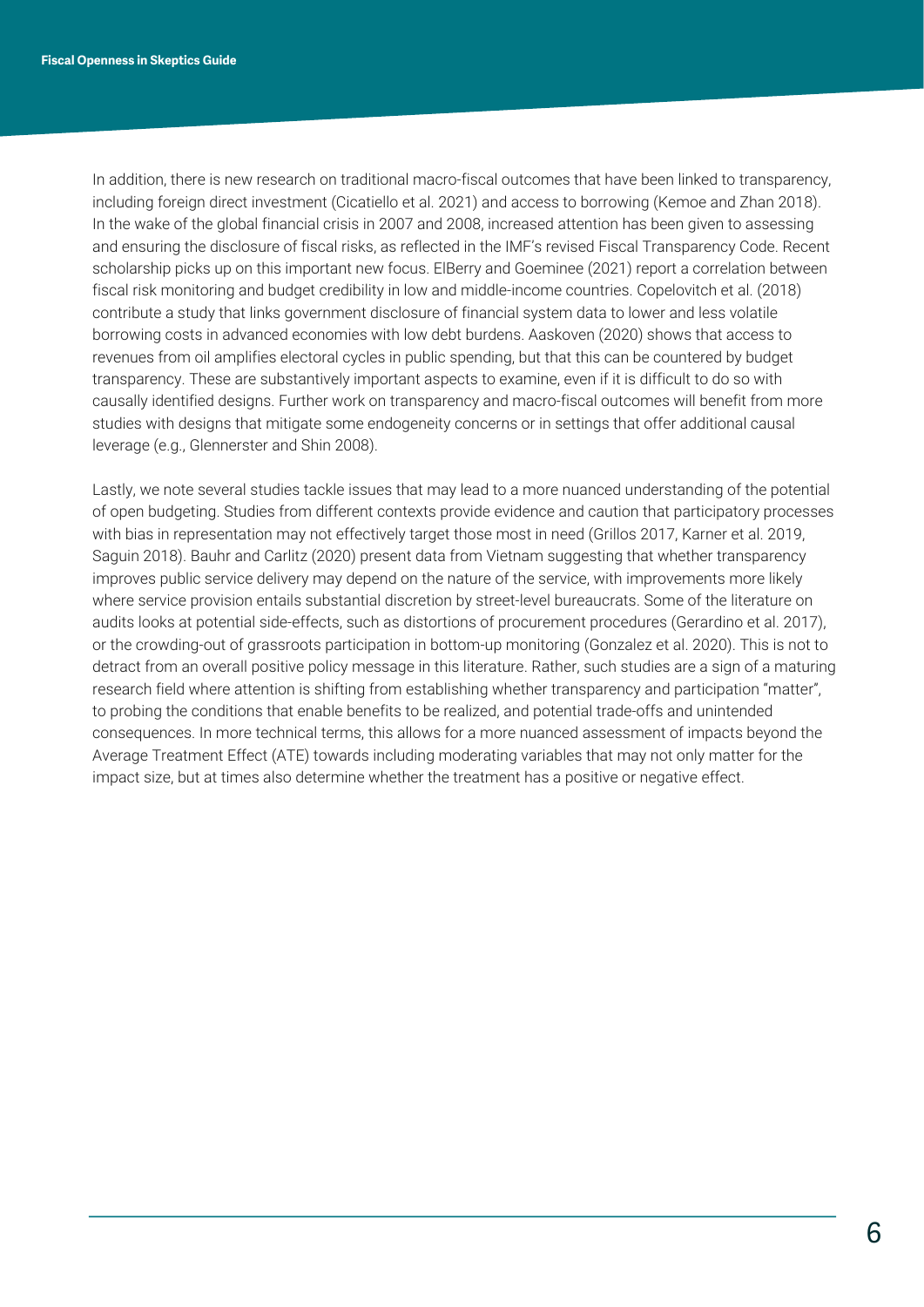In addition, there is new research on traditional macro-fiscal outcomes that have been linked to transparency, including foreign direct investment (Cicatiello et al. 2021) and access to borrowing (Kemoe and Zhan 2018). In the wake of the global financial crisis in 2007 and 2008, increased attention has been given to assessing and ensuring the disclosure of fiscal risks, as reflected in the IMF's revised Fiscal Transparency Code. Recent scholarship picks up on this important new focus. ElBerry and Goeminee (2021) report a correlation between fiscal risk monitoring and budget credibility in low and middle-income countries. Copelovitch et al. (2018) contribute a study that links government disclosure of financial system data to lower and less volatile borrowing costs in advanced economies with low debt burdens. Aaskoven (2020) shows that access to revenues from oil amplifies electoral cycles in public spending, but that this can be countered by budget transparency. These are substantively important aspects to examine, even if it is difficult to do so with causally identified designs. Further work on transparency and macro-fiscal outcomes will benefit from more studies with designs that mitigate some endogeneity concerns or in settings that offer additional causal leverage (e.g., Glennerster and Shin 2008).

Lastly, we note several studies tackle issues that may lead to a more nuanced understanding of the potential of open budgeting. Studies from different contexts provide evidence and caution that participatory processes with bias in representation may not effectively target those most in need (Grillos 2017, Karner et al. 2019, Saguin 2018). Bauhr and Carlitz (2020) present data from Vietnam suggesting that whether transparency improves public service delivery may depend on the nature of the service, with improvements more likely where service provision entails substantial discretion by street-level bureaucrats. Some of the literature on audits looks at potential side-effects, such as distortions of procurement procedures (Gerardino et al. 2017), or the crowding-out of grassroots participation in bottom-up monitoring (Gonzalez et al. 2020). This is not to detract from an overall positive policy message in this literature. Rather, such studies are a sign of a maturing research field where attention is shifting from establishing whether transparency and participation "matter", to probing the conditions that enable benefits to be realized, and potential trade-offs and unintended consequences. In more technical terms, this allows for a more nuanced assessment of impacts beyond the Average Treatment Effect (ATE) towards including moderating variables that may not only matter for the impact size, but at times also determine whether the treatment has a positive or negative effect.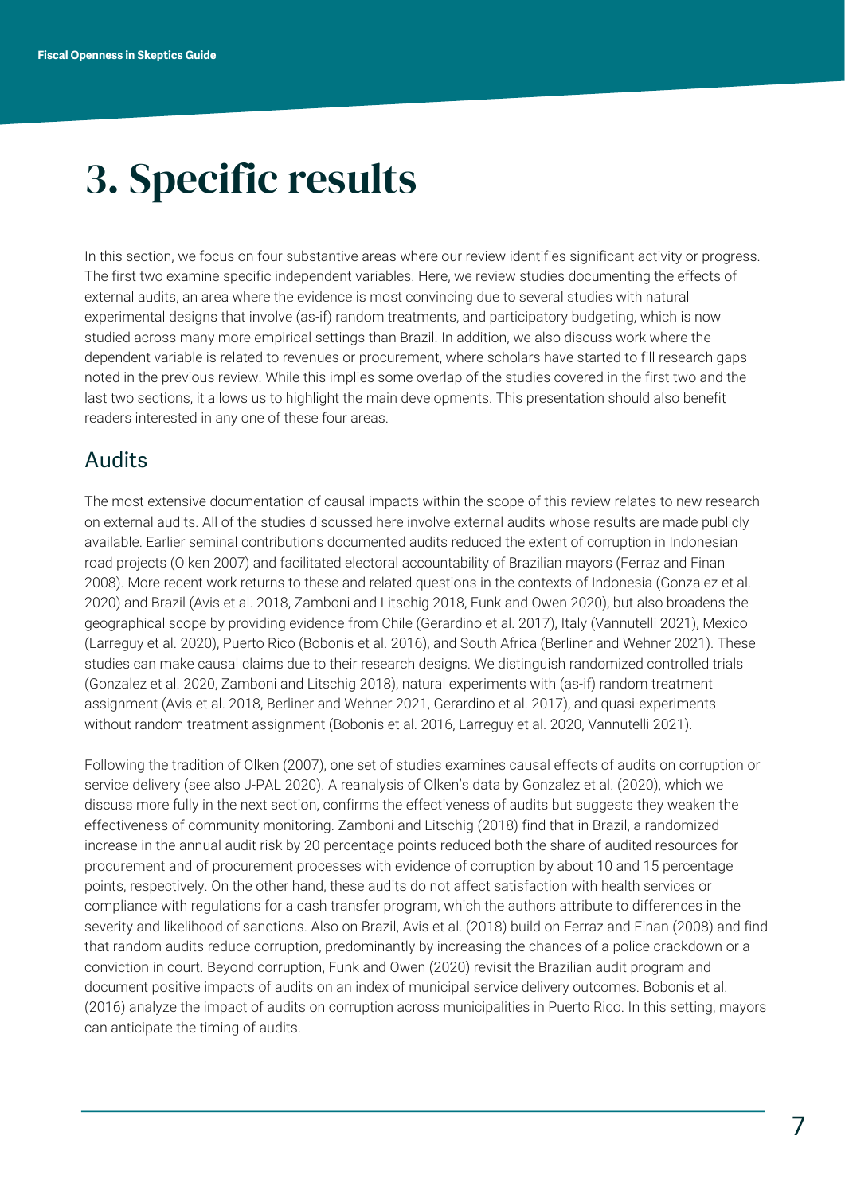# 3. Specific results

In this section, we focus on four substantive areas where our review identifies significant activity or progress. The first two examine specific independent variables. Here, we review studies documenting the effects of external audits, an area where the evidence is most convincing due to several studies with natural experimental designs that involve (as-if) random treatments, and participatory budgeting, which is now studied across many more empirical settings than Brazil. In addition, we also discuss work where the dependent variable is related to revenues or procurement, where scholars have started to fill research gaps noted in the previous review. While this implies some overlap of the studies covered in the first two and the last two sections, it allows us to highlight the main developments. This presentation should also benefit readers interested in any one of these four areas.

## Audits

The most extensive documentation of causal impacts within the scope of this review relates to new research on external audits. All of the studies discussed here involve external audits whose results are made publicly available. Earlier seminal contributions documented audits reduced the extent of corruption in Indonesian road projects (Olken 2007) and facilitated electoral accountability of Brazilian mayors (Ferraz and Finan 2008). More recent work returns to these and related questions in the contexts of Indonesia (Gonzalez et al. 2020) and Brazil (Avis et al. 2018, Zamboni and Litschig 2018, Funk and Owen 2020), but also broadens the geographical scope by providing evidence from Chile (Gerardino et al. 2017), Italy (Vannutelli 2021), Mexico (Larreguy et al. 2020), Puerto Rico (Bobonis et al. 2016), and South Africa (Berliner and Wehner 2021). These studies can make causal claims due to their research designs. We distinguish randomized controlled trials (Gonzalez et al. 2020, Zamboni and Litschig 2018), natural experiments with (as-if) random treatment assignment (Avis et al. 2018, Berliner and Wehner 2021, Gerardino et al. 2017), and quasi-experiments without random treatment assignment (Bobonis et al. 2016, Larreguy et al. 2020, Vannutelli 2021).

Following the tradition of Olken (2007), one set of studies examines causal effects of audits on corruption or service delivery (see also J-PAL 2020). A reanalysis of Olken's data by Gonzalez et al. (2020), which we discuss more fully in the next section, confirms the effectiveness of audits but suggests they weaken the effectiveness of community monitoring. Zamboni and Litschig (2018) find that in Brazil, a randomized increase in the annual audit risk by 20 percentage points reduced both the share of audited resources for procurement and of procurement processes with evidence of corruption by about 10 and 15 percentage points, respectively. On the other hand, these audits do not affect satisfaction with health services or compliance with regulations for a cash transfer program, which the authors attribute to differences in the severity and likelihood of sanctions. Also on Brazil, Avis et al. (2018) build on Ferraz and Finan (2008) and find that random audits reduce corruption, predominantly by increasing the chances of a police crackdown or a conviction in court. Beyond corruption, Funk and Owen (2020) revisit the Brazilian audit program and document positive impacts of audits on an index of municipal service delivery outcomes. Bobonis et al. (2016) analyze the impact of audits on corruption across municipalities in Puerto Rico. In this setting, mayors can anticipate the timing of audits.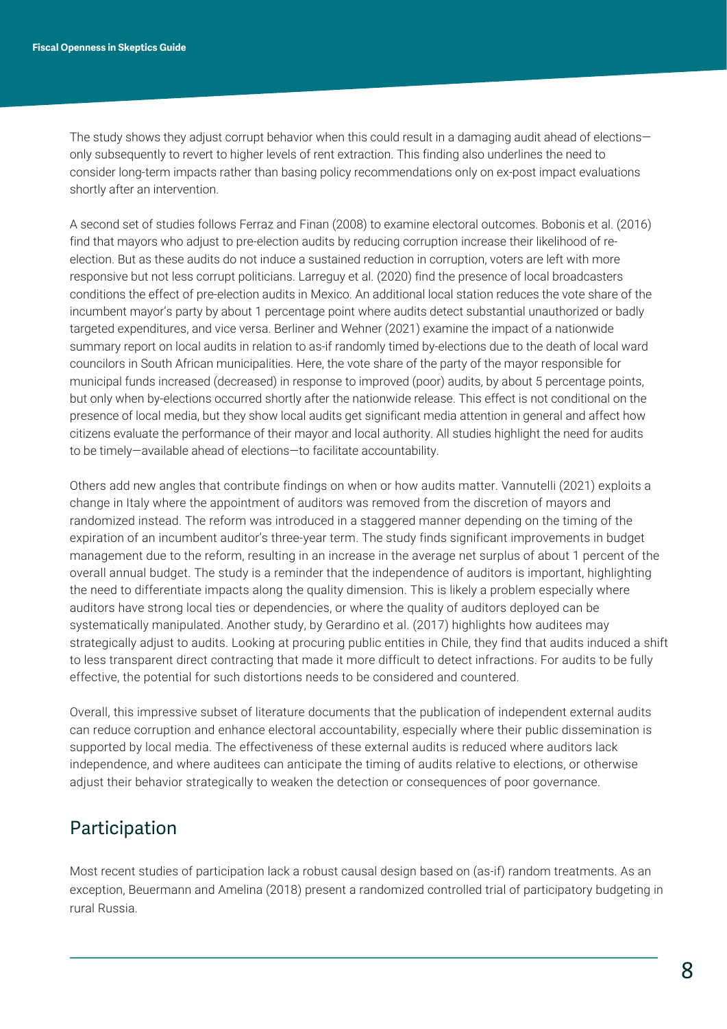The study shows they adjust corrupt behavior when this could result in a damaging audit ahead of elections—only subsequently to revert to higher levels of rent extraction. This finding also underlines the need to consider long-term impacts rather than basing policy recommendations only on ex-post impact evaluations shortly after an intervention.

A second set of studies follows Ferraz and Finan (2008) to examine electoral outcomes. Bobonis et al. (2016) find that mayors who adjust to pre-election audits by reducing corruption increase their likelihood of re-election. But as these audits do not induce a sustained reduction in corruption, voters are left with more responsive but not less corrupt politicians. Larreguy et al. (2020) find the presence of local broadcasters conditions the effect of pre-election audits in Mexico. An additional local station reduces the vote share of the incumbent mayor's party by about 1 percentage point where audits detect substantial unauthorized or badly targeted expenditures, and vice versa. Berliner and Wehner (2021) examine the impact of a nationwide summary report on local audits in relation to as-if randomly timed by-elections due to the death of local ward councilors in South African municipalities. Here, the vote share of the party of the mayor responsible for municipal funds increased (decreased) in response to improved (poor) audits, by about 5 percentage points, but only when by-elections occurred shortly after the nationwide release. This effect is not conditional on the presence of local media, but they show local audits get significant media attention in general and affect how citizens evaluate the performance of their mayor and local authority. All studies highlight the need for audits to be timely—available ahead of elections—to facilitate accountability.

Others add new angles that contribute findings on when or how audits matter. Vannutelli (2021) exploits a change in Italy where the appointment of auditors was removed from the discretion of mayors and randomized instead. The reform was introduced in a staggered manner depending on the timing of the expiration of an incumbent auditor's three-year term. The study finds significant improvements in budget management due to the reform, resulting in an increase in the average net surplus of about 1 percent of the overall annual budget. The study is a reminder that the independence of auditors is important, highlighting the need to differentiate impacts along the quality dimension. This is likely a problem especially where auditors have strong local ties or dependencies, or where the quality of auditors deployed can be systematically manipulated. Another study, by Gerardino et al. (2017) highlights how auditees may strategically adjust to audits. Looking at procuring public entities in Chile, they find that audits induced a shift to less transparent direct contracting that made it more difficult to detect infractions. For audits to be fully effective, the potential for such distortions needs to be considered and countered.

Overall, this impressive subset of literature documents that the publication of independent external audits can reduce corruption and enhance electoral accountability, especially where their public dissemination is supported by local media. The effectiveness of these external audits is reduced where auditors lack independence, and where auditees can anticipate the timing of audits relative to elections, or otherwise adjust their behavior strategically to weaken the detection or consequences of poor governance.

## Participation

Most recent studies of participation lack a robust causal design based on (as-if) random treatments. As an exception, Beuermann and Amelina (2018) present a randomized controlled trial of participatory budgeting in rural Russia.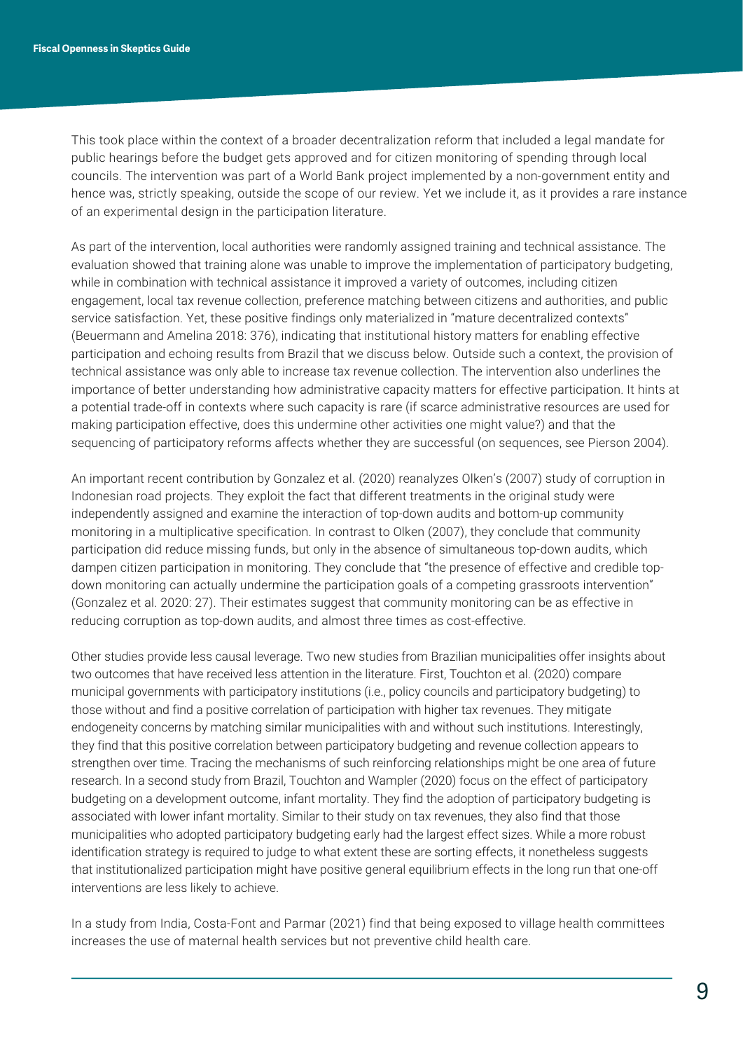This took place within the context of a broader decentralization reform that included a legal mandate for public hearings before the budget gets approved and for citizen monitoring of spending through local councils. The intervention was part of a World Bank project implemented by a non-government entity and hence was, strictly speaking, outside the scope of our review. Yet we include it, as it provides a rare instance of an experimental design in the participation literature.

As part of the intervention, local authorities were randomly assigned training and technical assistance. The evaluation showed that training alone was unable to improve the implementation of participatory budgeting, while in combination with technical assistance it improved a variety of outcomes, including citizen engagement, local tax revenue collection, preference matching between citizens and authorities, and public service satisfaction. Yet, these positive findings only materialized in "mature decentralized contexts" (Beuermann and Amelina 2018: 376), indicating that institutional history matters for enabling effective participation and echoing results from Brazil that we discuss below. Outside such a context, the provision of technical assistance was only able to increase tax revenue collection. The intervention also underlines the importance of better understanding how administrative capacity matters for effective participation. It hints at a potential trade-off in contexts where such capacity is rare (if scarce administrative resources are used for making participation effective, does this undermine other activities one might value?) and that the sequencing of participatory reforms affects whether they are successful (on sequences, see Pierson 2004).

An important recent contribution by Gonzalez et al. (2020) reanalyzes Olken's (2007) study of corruption in Indonesian road projects. They exploit the fact that different treatments in the original study were independently assigned and examine the interaction of top-down audits and bottom-up community monitoring in a multiplicative specification. In contrast to Olken (2007), they conclude that community participation did reduce missing funds, but only in the absence of simultaneous top-down audits, which dampen citizen participation in monitoring. They conclude that "the presence of effective and credible top-down monitoring can actually undermine the participation goals of a competing grassroots intervention" (Gonzalez et al. 2020: 27). Their estimates suggest that community monitoring can be as effective in reducing corruption as top-down audits, and almost three times as cost-effective.

Other studies provide less causal leverage. Two new studies from Brazilian municipalities offer insights about two outcomes that have received less attention in the literature. First, Touchton et al. (2020) compare municipal governments with participatory institutions (i.e., policy councils and participatory budgeting) to those without and find a positive correlation of participation with higher tax revenues. They mitigate endogeneity concerns by matching similar municipalities with and without such institutions. Interestingly, they find that this positive correlation between participatory budgeting and revenue collection appears to strengthen over time. Tracing the mechanisms of such reinforcing relationships might be one area of future research. In a second study from Brazil, Touchton and Wampler (2020) focus on the effect of participatory budgeting on a development outcome, infant mortality. They find the adoption of participatory budgeting is associated with lower infant mortality. Similar to their study on tax revenues, they also find that those municipalities who adopted participatory budgeting early had the largest effect sizes. While a more robust identification strategy is required to judge to what extent these are sorting effects, it nonetheless suggests that institutionalized participation might have positive general equilibrium effects in the long run that one-off interventions are less likely to achieve.

In a study from India, Costa-Font and Parmar (2021) find that being exposed to village health committees increases the use of maternal health services but not preventive child health care.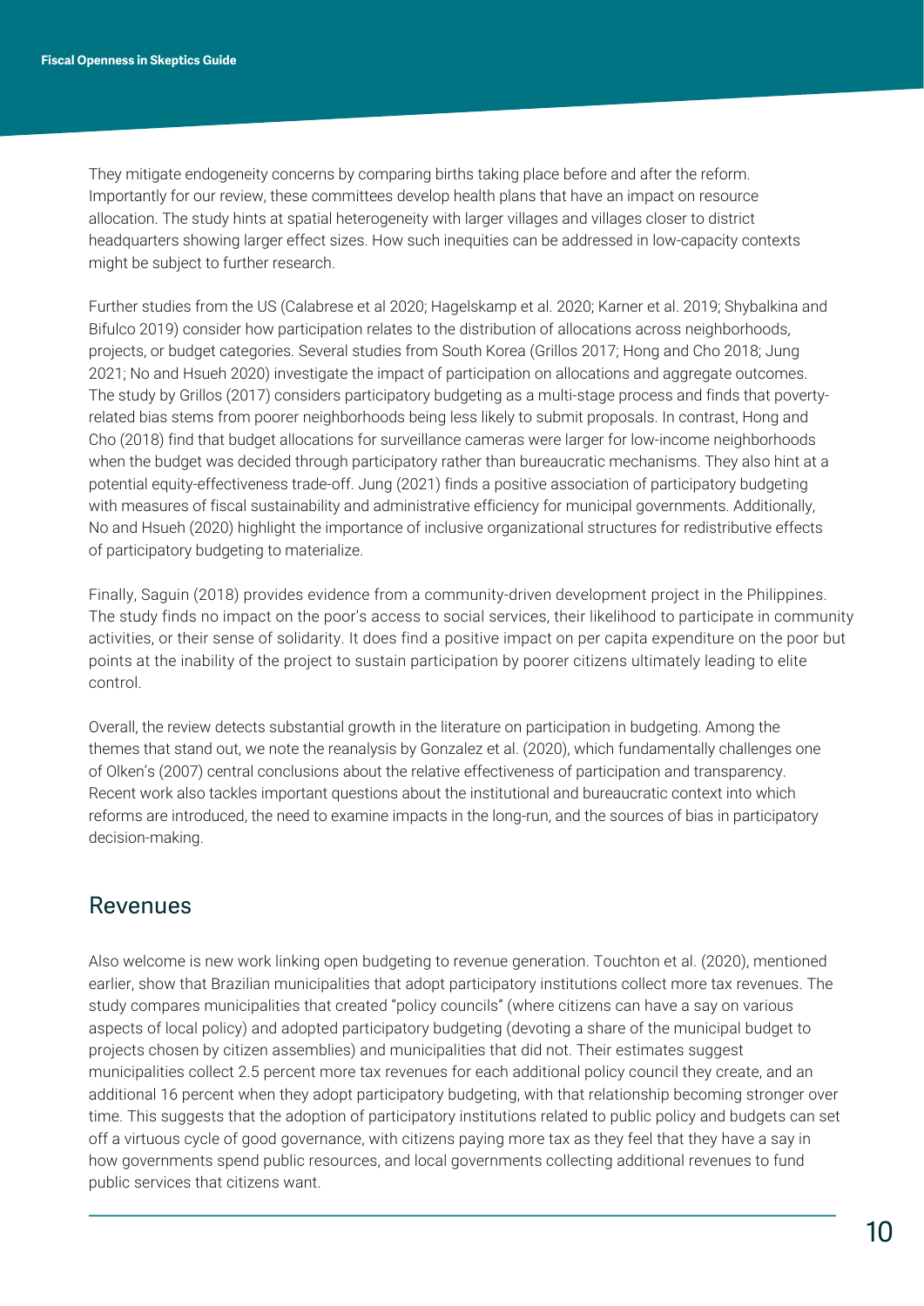They mitigate endogeneity concerns by comparing births taking place before and after the reform. Importantly for our review, these committees develop health plans that have an impact on resource allocation. The study hints at spatial heterogeneity with larger villages and villages closer to district headquarters showing larger effect sizes. How such inequities can be addressed in low-capacity contexts might be subject to further research.

Further studies from the US (Calabrese et al 2020; Hagelskamp et al. 2020; Karner et al. 2019; Shybalkina and Bifulco 2019) consider how participation relates to the distribution of allocations across neighborhoods, projects, or budget categories. Several studies from South Korea (Grillos 2017; Hong and Cho 2018; Jung 2021; No and Hsueh 2020) investigate the impact of participation on allocations and aggregate outcomes. The study by Grillos (2017) considers participatory budgeting as a multi-stage process and finds that poverty-related bias stems from poorer neighborhoods being less likely to submit proposals. In contrast, Hong and Cho (2018) find that budget allocations for surveillance cameras were larger for low-income neighborhoods when the budget was decided through participatory rather than bureaucratic mechanisms. They also hint at a potential equity-effectiveness trade-off. Jung (2021) finds a positive association of participatory budgeting with measures of fiscal sustainability and administrative efficiency for municipal governments. Additionally, No and Hsueh (2020) highlight the importance of inclusive organizational structures for redistributive effects of participatory budgeting to materialize.

Finally, Saguin (2018) provides evidence from a community-driven development project in the Philippines. The study finds no impact on the poor's access to social services, their likelihood to participate in community activities, or their sense of solidarity. It does find a positive impact on per capita expenditure on the poor but points at the inability of the project to sustain participation by poorer citizens ultimately leading to elite control.

Overall, the review detects substantial growth in the literature on participation in budgeting. Among the themes that stand out, we note the reanalysis by Gonzalez et al. (2020), which fundamentally challenges one of Olken's (2007) central conclusions about the relative effectiveness of participation and transparency. Recent work also tackles important questions about the institutional and bureaucratic context into which reforms are introduced, the need to examine impacts in the long-run, and the sources of bias in participatory decision-making.

## Revenues

Also welcome is new work linking open budgeting to revenue generation. Touchton et al. (2020), mentioned earlier, show that Brazilian municipalities that adopt participatory institutions collect more tax revenues. The study compares municipalities that created "policy councils" (where citizens can have a say on various aspects of local policy) and adopted participatory budgeting (devoting a share of the municipal budget to projects chosen by citizen assemblies) and municipalities that did not. Their estimates suggest municipalities collect 2.5 percent more tax revenues for each additional policy council they create, and an additional 16 percent when they adopt participatory budgeting, with that relationship becoming stronger over time. This suggests that the adoption of participatory institutions related to public policy and budgets can set off a virtuous cycle of good governance, with citizens paying more tax as they feel that they have a say in how governments spend public resources, and local governments collecting additional revenues to fund public services that citizens want.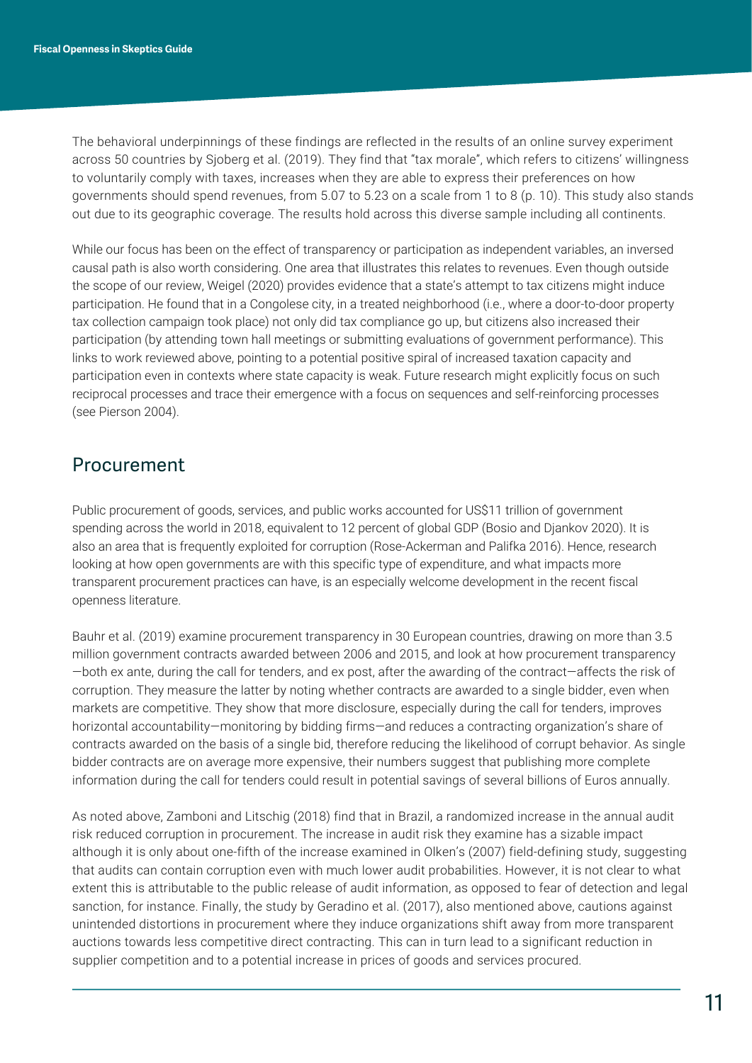The behavioral underpinnings of these findings are reflected in the results of an online survey experiment across 50 countries by Sjoberg et al. (2019). They find that "tax morale", which refers to citizens' willingness to voluntarily comply with taxes, increases when they are able to express their preferences on how governments should spend revenues, from 5.07 to 5.23 on a scale from 1 to 8 (p. 10). This study also stands out due to its geographic coverage. The results hold across this diverse sample including all continents.

While our focus has been on the effect of transparency or participation as independent variables, an inversed causal path is also worth considering. One area that illustrates this relates to revenues. Even though outside the scope of our review, Weigel (2020) provides evidence that a state's attempt to tax citizens might induce participation. He found that in a Congolese city, in a treated neighborhood (i.e., where a door-to-door property tax collection campaign took place) not only did tax compliance go up, but citizens also increased their participation (by attending town hall meetings or submitting evaluations of government performance). This links to work reviewed above, pointing to a potential positive spiral of increased taxation capacity and participation even in contexts where state capacity is weak. Future research might explicitly focus on such reciprocal processes and trace their emergence with a focus on sequences and self-reinforcing processes (see Pierson 2004).

## Procurement

Public procurement of goods, services, and public works accounted for US$11 trillion of government spending across the world in 2018, equivalent to 12 percent of global GDP (Bosio and Djankov 2020). It is also an area that is frequently exploited for corruption (Rose-Ackerman and Palifka 2016). Hence, research looking at how open governments are with this specific type of expenditure, and what impacts more transparent procurement practices can have, is an especially welcome development in the recent fiscal openness literature.

Bauhr et al. (2019) examine procurement transparency in 30 European countries, drawing on more than 3.5 million government contracts awarded between 2006 and 2015, and look at how procurement transparency —both ex ante, during the call for tenders, and ex post, after the awarding of the contract—affects the risk of corruption. They measure the latter by noting whether contracts are awarded to a single bidder, even when markets are competitive. They show that more disclosure, especially during the call for tenders, improves horizontal accountability—monitoring by bidding firms—and reduces a contracting organization's share of contracts awarded on the basis of a single bid, therefore reducing the likelihood of corrupt behavior. As single bidder contracts are on average more expensive, their numbers suggest that publishing more complete information during the call for tenders could result in potential savings of several billions of Euros annually.

As noted above, Zamboni and Litschig (2018) find that in Brazil, a randomized increase in the annual audit risk reduced corruption in procurement. The increase in audit risk they examine has a sizable impact although it is only about one-fifth of the increase examined in Olken's (2007) field-defining study, suggesting that audits can contain corruption even with much lower audit probabilities. However, it is not clear to what extent this is attributable to the public release of audit information, as opposed to fear of detection and legal sanction, for instance. Finally, the study by Geradino et al. (2017), also mentioned above, cautions against unintended distortions in procurement where they induce organizations shift away from more transparent auctions towards less competitive direct contracting. This can in turn lead to a significant reduction in supplier competition and to a potential increase in prices of goods and services procured.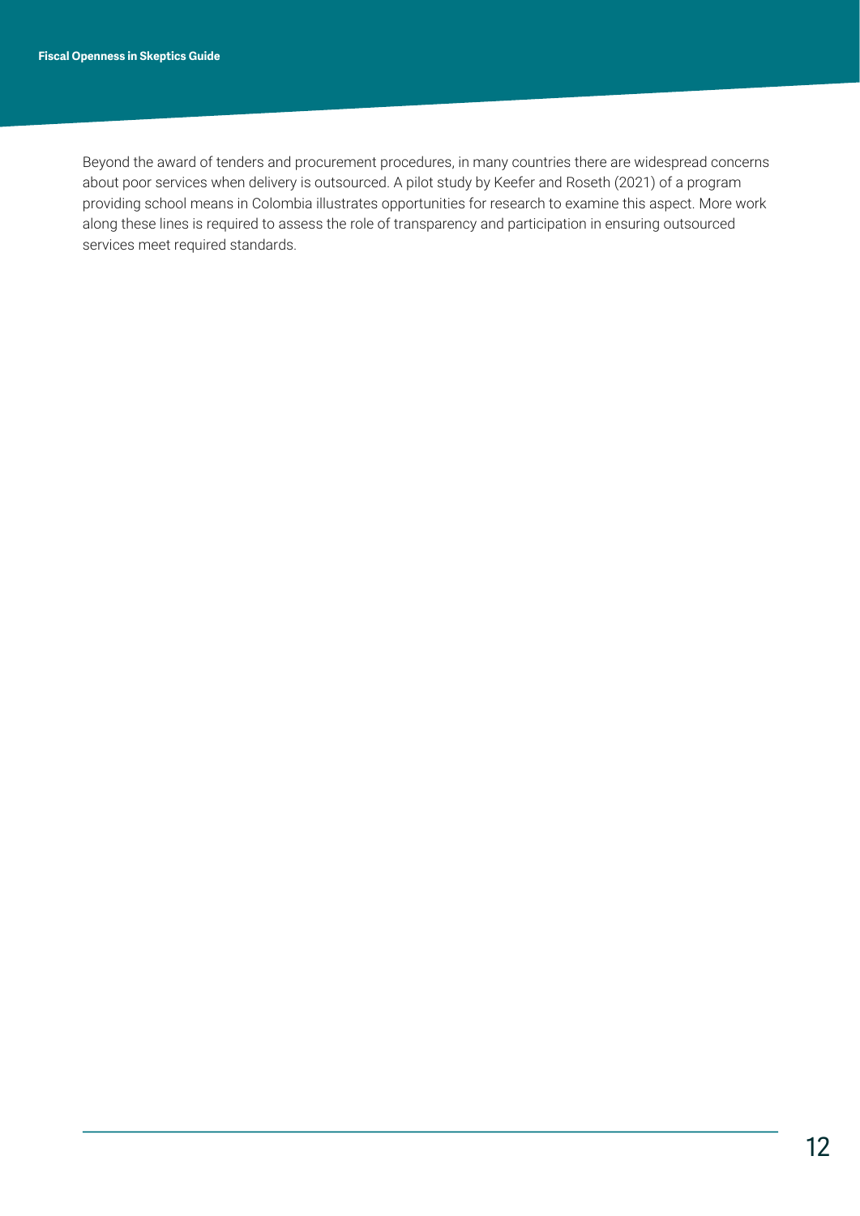Beyond the award of tenders and procurement procedures, in many countries there are widespread concerns about poor services when delivery is outsourced. A pilot study by Keefer and Roseth (2021) of a program providing school means in Colombia illustrates opportunities for research to examine this aspect. More work along these lines is required to assess the role of transparency and participation in ensuring outsourced services meet required standards.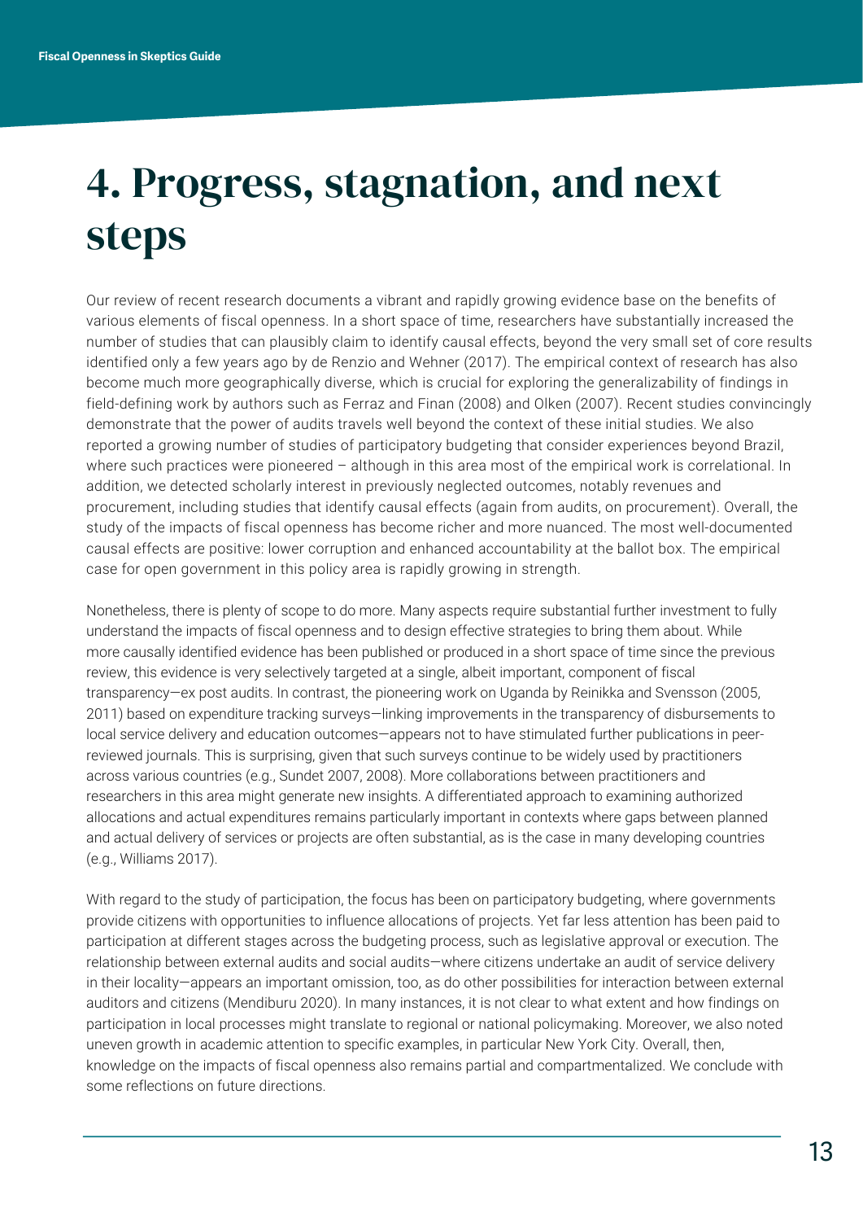# 4. Progress, stagnation, and next steps

Our review of recent research documents a vibrant and rapidly growing evidence base on the benefits of various elements of fiscal openness. In a short space of time, researchers have substantially increased the number of studies that can plausibly claim to identify causal effects, beyond the very small set of core results identified only a few years ago by de Renzio and Wehner (2017). The empirical context of research has also become much more geographically diverse, which is crucial for exploring the generalizability of findings in field-defining work by authors such as Ferraz and Finan (2008) and Olken (2007). Recent studies convincingly demonstrate that the power of audits travels well beyond the context of these initial studies. We also reported a growing number of studies of participatory budgeting that consider experiences beyond Brazil, where such practices were pioneered – although in this area most of the empirical work is correlational. In addition, we detected scholarly interest in previously neglected outcomes, notably revenues and procurement, including studies that identify causal effects (again from audits, on procurement). Overall, the study of the impacts of fiscal openness has become richer and more nuanced. The most well-documented causal effects are positive: lower corruption and enhanced accountability at the ballot box. The empirical case for open government in this policy area is rapidly growing in strength.

Nonetheless, there is plenty of scope to do more. Many aspects require substantial further investment to fully understand the impacts of fiscal openness and to design effective strategies to bring them about. While more causally identified evidence has been published or produced in a short space of time since the previous review, this evidence is very selectively targeted at a single, albeit important, component of fiscal transparency—ex post audits. In contrast, the pioneering work on Uganda by Reinikka and Svensson (2005, 2011) based on expenditure tracking surveys—linking improvements in the transparency of disbursements to local service delivery and education outcomes—appears not to have stimulated further publications in peer-reviewed journals. This is surprising, given that such surveys continue to be widely used by practitioners across various countries (e.g., Sundet 2007, 2008). More collaborations between practitioners and researchers in this area might generate new insights. A differentiated approach to examining authorized allocations and actual expenditures remains particularly important in contexts where gaps between planned and actual delivery of services or projects are often substantial, as is the case in many developing countries (e.g., Williams 2017).

With regard to the study of participation, the focus has been on participatory budgeting, where governments provide citizens with opportunities to influence allocations of projects. Yet far less attention has been paid to participation at different stages across the budgeting process, such as legislative approval or execution. The relationship between external audits and social audits—where citizens undertake an audit of service delivery in their locality—appears an important omission, too, as do other possibilities for interaction between external auditors and citizens (Mendiburu 2020). In many instances, it is not clear to what extent and how findings on participation in local processes might translate to regional or national policymaking. Moreover, we also noted uneven growth in academic attention to specific examples, in particular New York City. Overall, then, knowledge on the impacts of fiscal openness also remains partial and compartmentalized. We conclude with some reflections on future directions.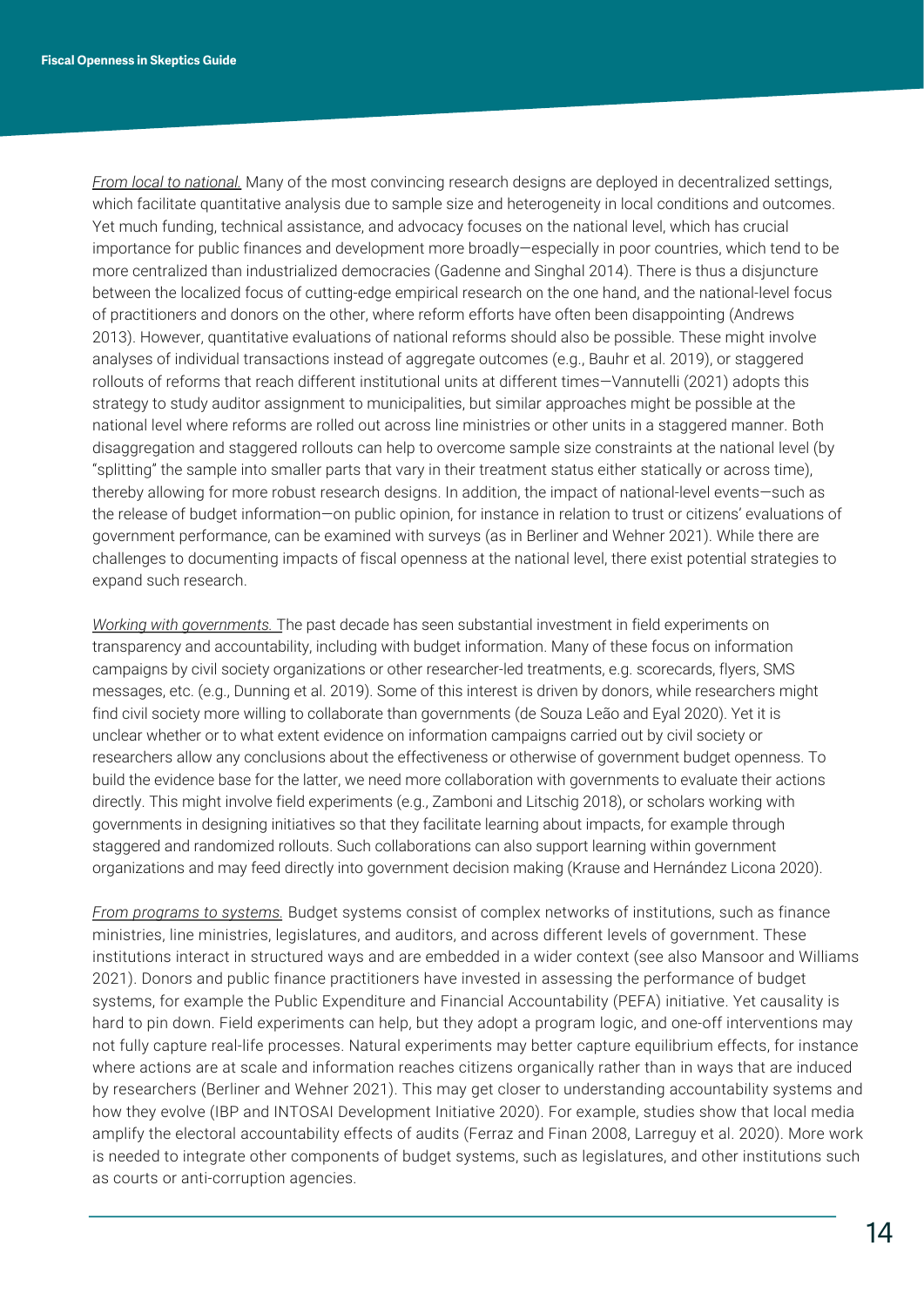*From local to national.* Many of the most convincing research designs are deployed in decentralized settings, which facilitate quantitative analysis due to sample size and heterogeneity in local conditions and outcomes. Yet much funding, technical assistance, and advocacy focuses on the national level, which has crucial importance for public finances and development more broadly—especially in poor countries, which tend to be more centralized than industrialized democracies (Gadenne and Singhal 2014). There is thus a disjuncture between the localized focus of cutting-edge empirical research on the one hand, and the national-level focus of practitioners and donors on the other, where reform efforts have often been disappointing (Andrews 2013). However, quantitative evaluations of national reforms should also be possible. These might involve analyses of individual transactions instead of aggregate outcomes (e.g., Bauhr et al. 2019), or staggered rollouts of reforms that reach different institutional units at different times—Vannutelli (2021) adopts this strategy to study auditor assignment to municipalities, but similar approaches might be possible at the national level where reforms are rolled out across line ministries or other units in a staggered manner. Both disaggregation and staggered rollouts can help to overcome sample size constraints at the national level (by "splitting" the sample into smaller parts that vary in their treatment status either statically or across time), thereby allowing for more robust research designs. In addition, the impact of national-level events—such as the release of budget information—on public opinion, for instance in relation to trust or citizens' evaluations of government performance, can be examined with surveys (as in Berliner and Wehner 2021). While there are challenges to documenting impacts of fiscal openness at the national level, there exist potential strategies to expand such research.

*Working with governments.* The past decade has seen substantial investment in field experiments on transparency and accountability, including with budget information. Many of these focus on information campaigns by civil society organizations or other researcher-led treatments, e.g. scorecards, flyers, SMS messages, etc. (e.g., Dunning et al. 2019). Some of this interest is driven by donors, while researchers might find civil society more willing to collaborate than governments (de Souza Leão and Eyal 2020). Yet it is unclear whether or to what extent evidence on information campaigns carried out by civil society or researchers allow any conclusions about the effectiveness or otherwise of government budget openness. To build the evidence base for the latter, we need more collaboration with governments to evaluate their actions directly. This might involve field experiments (e.g., Zamboni and Litschig 2018), or scholars working with governments in designing initiatives so that they facilitate learning about impacts, for example through staggered and randomized rollouts. Such collaborations can also support learning within government organizations and may feed directly into government decision making (Krause and Hernández Licona 2020).

*From programs to systems.* Budget systems consist of complex networks of institutions, such as finance ministries, line ministries, legislatures, and auditors, and across different levels of government. These institutions interact in structured ways and are embedded in a wider context (see also Mansoor and Williams 2021). Donors and public finance practitioners have invested in assessing the performance of budget systems, for example the Public Expenditure and Financial Accountability (PEFA) initiative. Yet causality is hard to pin down. Field experiments can help, but they adopt a program logic, and one-off interventions may not fully capture real-life processes. Natural experiments may better capture equilibrium effects, for instance where actions are at scale and information reaches citizens organically rather than in ways that are induced by researchers (Berliner and Wehner 2021). This may get closer to understanding accountability systems and how they evolve (IBP and INTOSAI Development Initiative 2020). For example, studies show that local media amplify the electoral accountability effects of audits (Ferraz and Finan 2008, Larreguy et al. 2020). More work is needed to integrate other components of budget systems, such as legislatures, and other institutions such as courts or anti-corruption agencies.